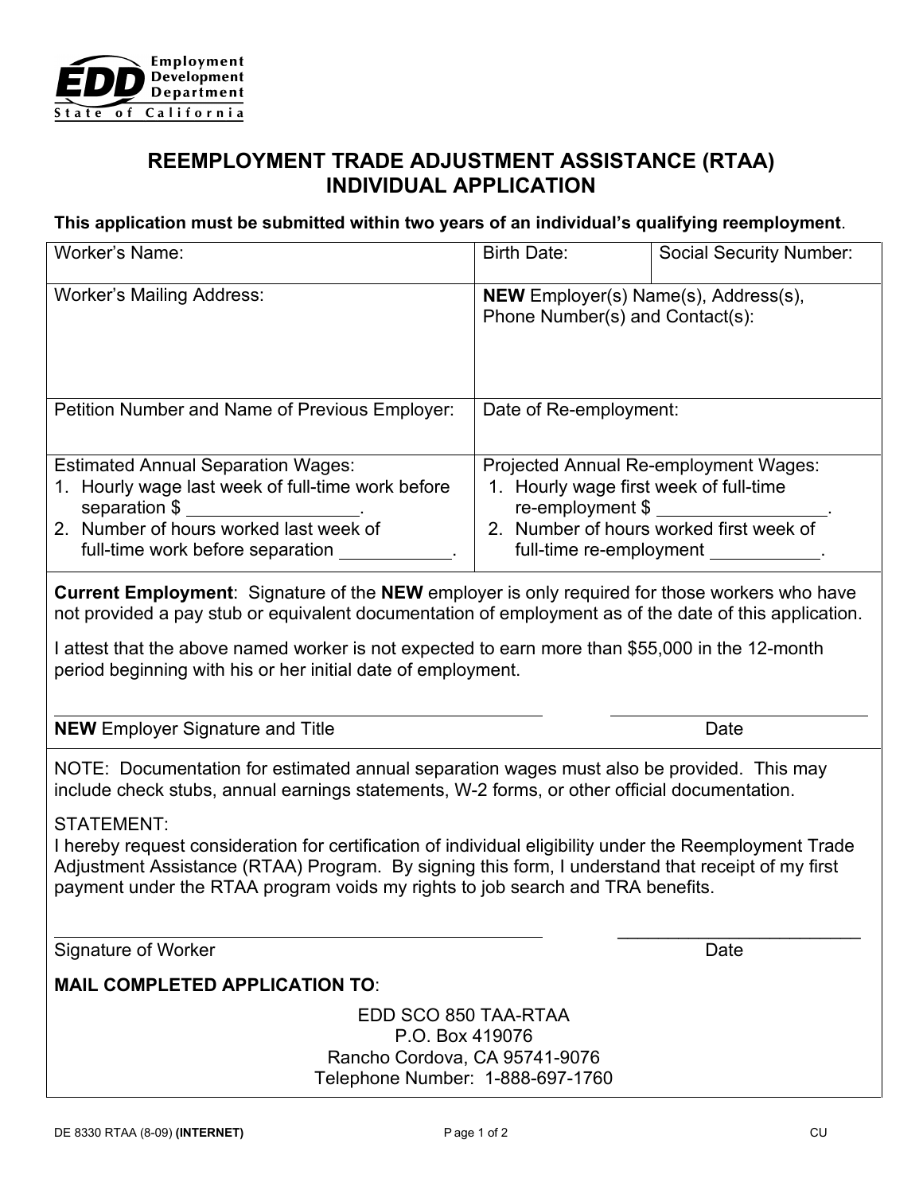Employment Development Department
State of California

# REEMPLOYMENT TRADE ADJUSTMENT ASSISTANCE (RTAA) INDIVIDUAL APPLICATION

**This application must be submitted within two years of an individual's qualifying reemployment**.

| Worker's Name: | Birth Date: | Social Security Number: |
|---|---|---|
| Worker's Mailing Address: | **NEW** Employer(s) Name(s), Address(s), Phone Number(s) and Contact(s): | |
| Petition Number and Name of Previous Employer: | Date of Re-employment: | |
| Estimated Annual Separation Wages:<br>1. Hourly wage last week of full-time work before separation $ ________________.<br>2. Number of hours worked last week of full-time work before separation ___________. | Projected Annual Re-employment Wages:<br>1. Hourly wage first week of full-time re-employment $ ________________.<br>2. Number of hours worked first week of full-time re-employment ___________. | |

**Current Employment**: Signature of the **NEW** employer is only required for those workers who have not provided a pay stub or equivalent documentation of employment as of the date of this application.

I attest that the above named worker is not expected to earn more than $55,000 in the 12-month period beginning with his or her initial date of employment.

_______________________________________________ ________________________

**NEW** Employer Signature and Title Date

NOTE: Documentation for estimated annual separation wages must also be provided. This may include check stubs, annual earnings statements, W-2 forms, or other official documentation.

STATEMENT:
I hereby request consideration for certification of individual eligibility under the Reemployment Trade Adjustment Assistance (RTAA) Program. By signing this form, I understand that receipt of my first payment under the RTAA program voids my rights to job search and TRA benefits.

_______________________________________________ ________________________

Signature of Worker Date

**MAIL COMPLETED APPLICATION TO**:

EDD SCO 850 TAA-RTAA
P.O. Box 419076
Rancho Cordova, CA 95741-9076
Telephone Number: 1-888-697-1760

DE 8330 RTAA (8-09) **(INTERNET)** CU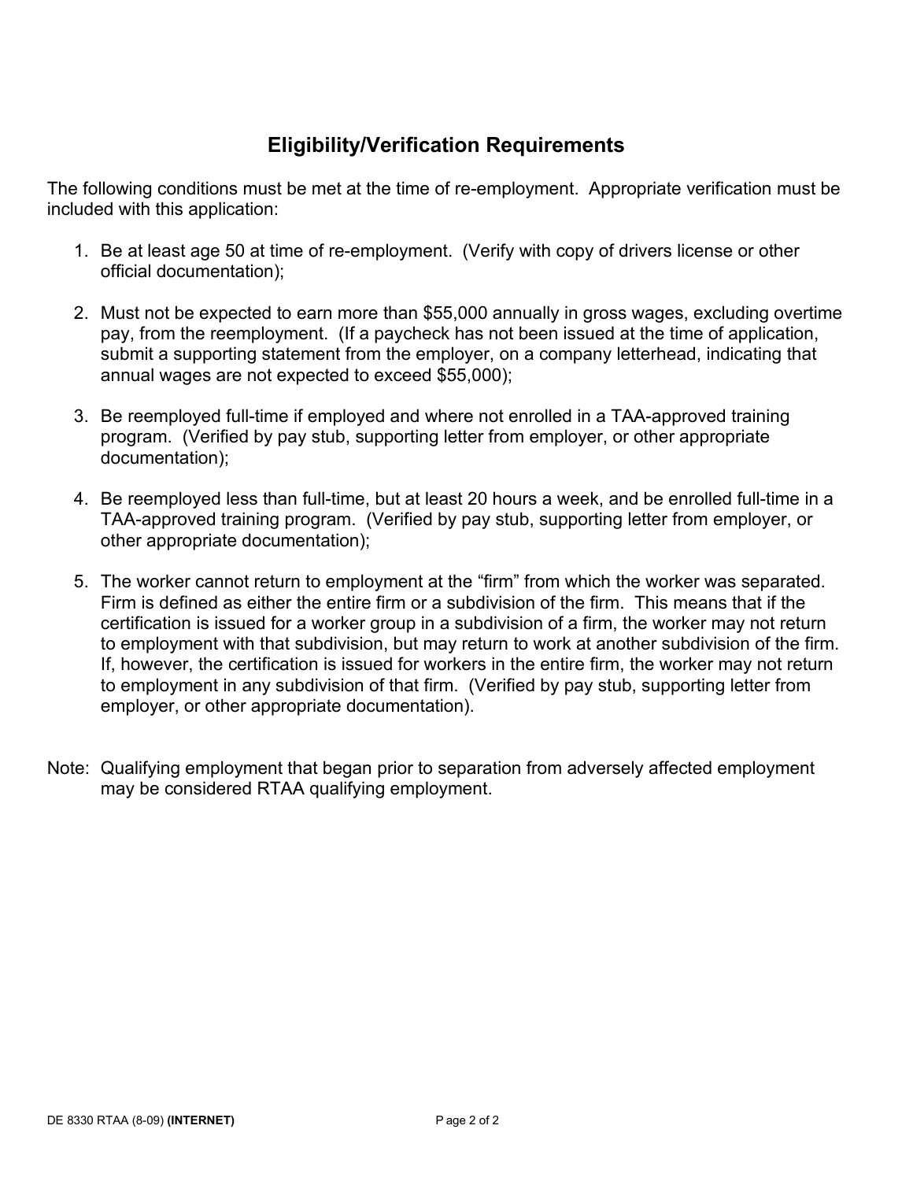## Eligibility/Verification Requirements

The following conditions must be met at the time of re-employment. Appropriate verification must be included with this application:

1. Be at least age 50 at time of re-employment. (Verify with copy of drivers license or other official documentation);

2. Must not be expected to earn more than $55,000 annually in gross wages, excluding overtime pay, from the reemployment. (If a paycheck has not been issued at the time of application, submit a supporting statement from the employer, on a company letterhead, indicating that annual wages are not expected to exceed $55,000);

3. Be reemployed full-time if employed and where not enrolled in a TAA-approved training program. (Verified by pay stub, supporting letter from employer, or other appropriate documentation);

4. Be reemployed less than full-time, but at least 20 hours a week, and be enrolled full-time in a TAA-approved training program. (Verified by pay stub, supporting letter from employer, or other appropriate documentation);

5. The worker cannot return to employment at the "firm" from which the worker was separated. Firm is defined as either the entire firm or a subdivision of the firm. This means that if the certification is issued for a worker group in a subdivision of a firm, the worker may not return to employment with that subdivision, but may return to work at another subdivision of the firm. If, however, the certification is issued for workers in the entire firm, the worker may not return to employment in any subdivision of that firm. (Verified by pay stub, supporting letter from employer, or other appropriate documentation).

Note: Qualifying employment that began prior to separation from adversely affected employment may be considered RTAA qualifying employment.

DE 8330 RTAA (8-09) **(INTERNET)**